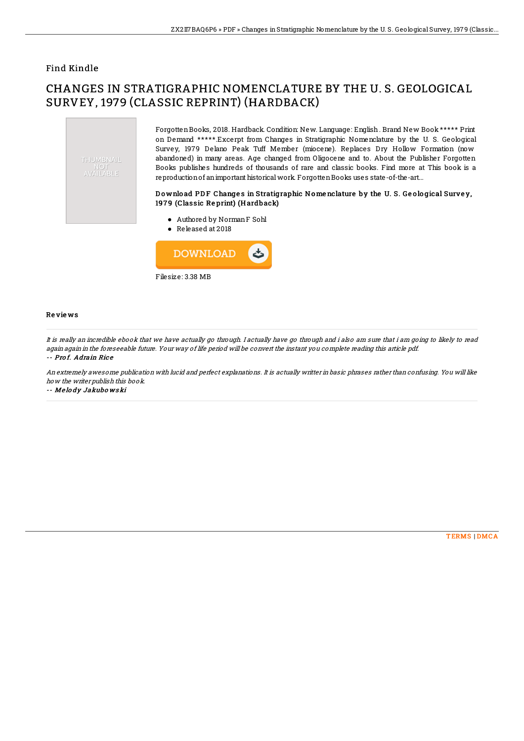Find Kindle

# CHANGES IN STRATIGRAPHIC NOMENCLATURE BY THE U. S. GEOLOGICAL SURVEY, 1979 (CLASSIC REPRINT) (HARDBACK)

THUMBNAIL NOT AVAILABLE

Forgotten Books, 2018. Hardback. Condition: New. Language: English . Brand New Book ***** Print on Demand *****.Excerpt from Changes in Stratigraphic Nomenclature by the U. S. Geological Survey, 1979 Delano Peak Tuff Member (miocene). Replaces Dry Hollow Formation (now abandoned) in many areas. Age changed from Oligocene and to. About the Publisher Forgotten Books publishes hundreds of thousands of rare and classic books. Find more at This book is a reproduction of an important historical work. Forgotten Books uses state-of-the-art...

### Download PDF Changes in Stratigraphic Nomenclature by the U. S. Geological Survey, 1979 (Classic Reprint) (Hardback)

- Authored by Norman F Sohl
- Released at 2018

DOWNLOAD

Filesize: 3.38 MB

## Reviews

*It is really an incredible ebook that we have actually go through. I actually have go through and i also am sure that i am going to likely to read again again in the foreseeable future. Your way of life period will be convert the instant you complete reading this article pdf.*

*-- Prof. Adrain Rice*

*An extremely awesome publication with lucid and perfect explanations. It is actually writter in basic phrases rather than confusing. You will like how the writer publish this book.*

*-- Melody Jakubowski*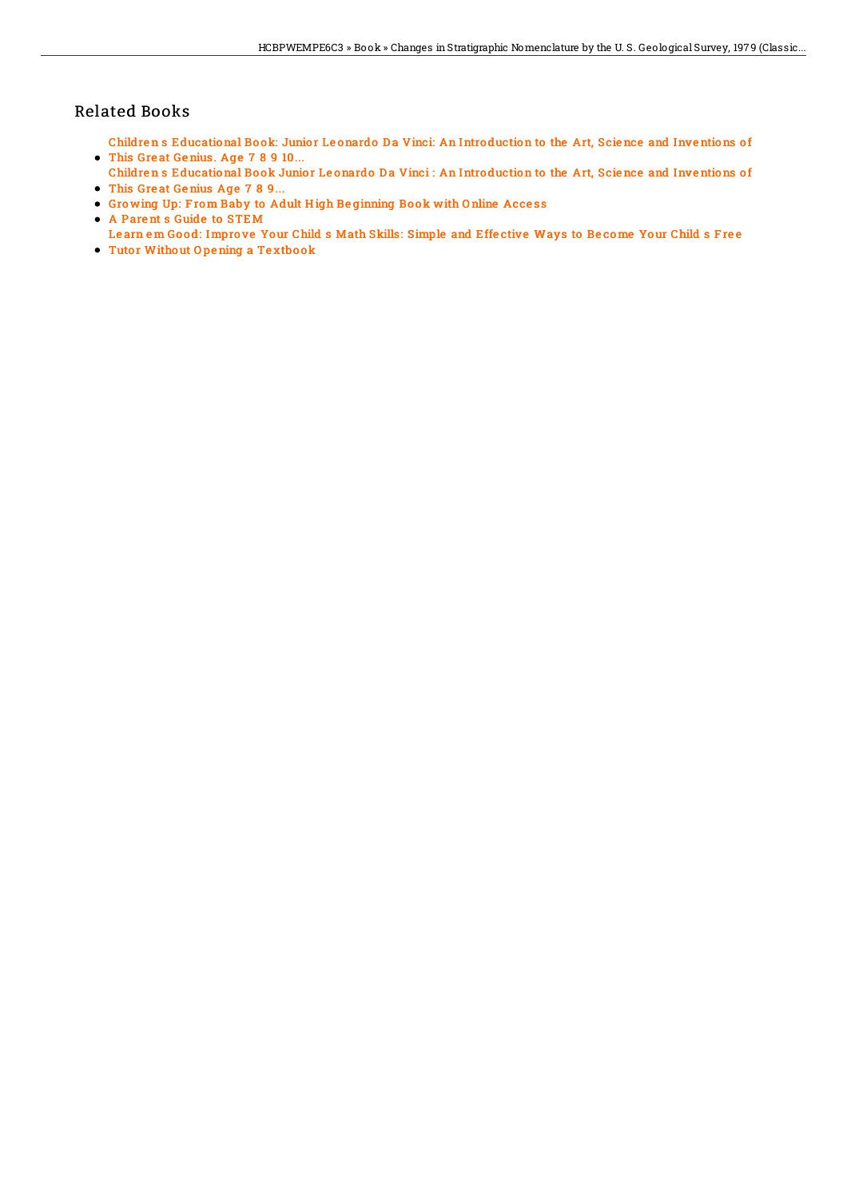## Related Books

- Children s Educational Book: Junior Leonardo Da Vinci: An Introduction to the Art, Science and Inventions of This Great Genius. Age 7 8 9 10...
- Children s Educational Book Junior Leonardo Da Vinci : An Introduction to the Art, Science and Inventions of This Great Genius Age 7 8 9...
- Growing Up: From Baby to Adult High Beginning Book with Online Access
- A Parent s Guide to STEM
- Learn em Good: Improve Your Child s Math Skills: Simple and Effective Ways to Become Your Child s Free Tutor Without Opening a Textbook